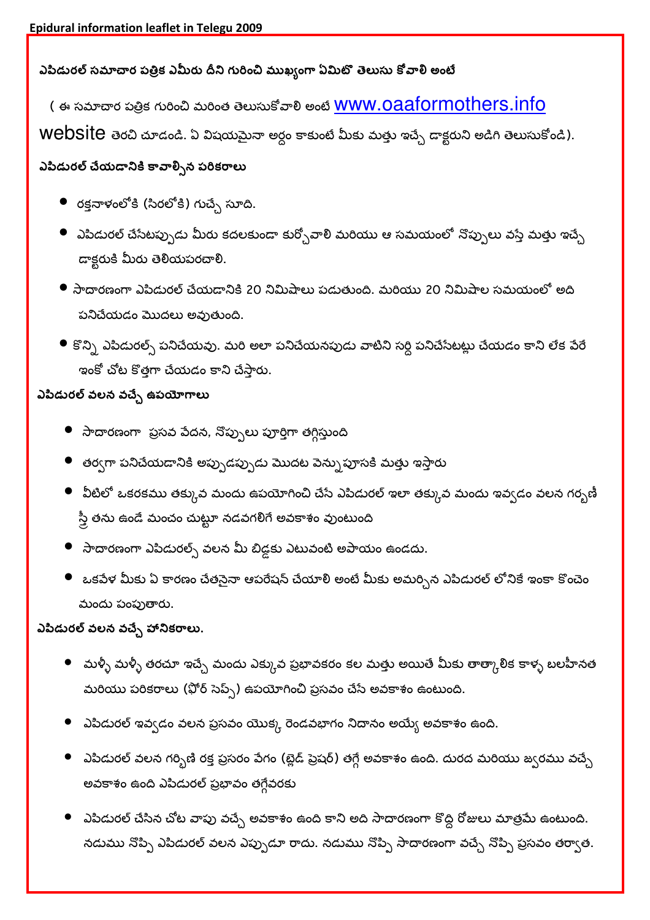**Epidural information leaflet in Telegu 2009**

**ఎపిడురల్ సమాచార పత్రిక ఎమీరు దీని గురించి ముఖ్యంగా ఏమిటో తెలుసు కోవాలి అంటే**

( ఈ సమాచార పత్రిక గురించి మరింత తెలుసుకోవాలి అంటే www.oaaformothers.info website తెరచి చూడండి. ఏ విషయమైనా అర్థం కాకుంటే మీకు మత్తు ఇచ్చే డాక్టరుని అడిగి తెలుసుకోండి).

**ఎపిడురల్ చేయడానికి కావాల్సిన పరికరాలు**

- రక్తనాళంలోకి (సిరలోకి) గుచ్చే సూది.
- ఎపిడురల్ చేసేటప్పుడు మీరు కదలకుండా కుర్చోవాలి మరియు ఆ సమయంలో నొప్పులు వస్తే మత్తు ఇచ్చే డాక్టరుకి మీరు తెలియపరచాలి.
- సాదారణంగా ఎపిడురల్ చేయడానికి 20 నిమిషాలు పడుతుంది. మరియు 20 నిమిషాల సమయంలో అది పనిచేయడం మొదలు అవుతుంది.
- కొన్ని ఎపిడురల్స్ పనిచేయవు. మరి అలా పనిచేయనపుడు వాటిని సర్ది పనిచేసేటట్లు చేయడం కాని లేక వేరే ఇంకో చోట కొత్తగా చేయడం కాని చేస్తారు.

**ఎపిడురల్ వలన వచ్చే ఉపయోగాలు**

- సాదారణంగా ప్రసవ వేదన, నొప్పులు పూర్తిగా తగ్గిస్తుంది
- తర్వగా పనిచేయడానికి అప్పుడప్పుడు మొదట వెన్నుపూసకి మత్తు ఇస్తారు
- వీటిలో ఒకరకము తక్కువ మందు ఉపయోగించి చేసే ఎపిడురల్ ఇలా తక్కువ మందు ఇవ్వడం వలన గర్భిణీ స్త్రీ తను ఉండే మంచం చుట్టూ నడవగలిగే అవకాశం వుంటుంది
- సాదారణంగా ఎపిడురల్స్ వలన మీ బిడ్డకు ఎటువంటి అపాయం ఉండదు.
- ఒకవేళ మీకు ఏ కారణం చేతనైనా ఆపరేషన్ చేయాలి అంటే మీకు అమర్చిన ఎపిడురల్ లోనికే ఇంకా కొంచెం మందు పంపుతారు.

**ఎపిడురల్ వలన వచ్చే హానికరాలు.**

- మళ్ళీ మళ్ళీ తరచూ ఇచ్చే మందు ఎక్కువ ప్రభావకరం కల మత్తు అయితే మీకు తాత్కాలిక కాళ్ళ బలహీనత మరియు పరికరాలు (ఫోర్ సెప్స్) ఉపయోగించి ప్రసవం చేసే అవకాశం ఉంటుంది.
- ఎపిడురల్ ఇవ్వడం వలన ప్రసవం యొక్క రెండవభాగం నిదానం అయ్యే అవకాశం ఉంది.
- ఎపిడురల్ వలన గర్భిణి రక్త ప్రసరం వేగం (బ్లెడ్ ప్రెషర్) తగ్గే అవకాశం ఉంది. దురద మరియు జ్వరము వచ్చే అవకాశం ఉంది ఎపిడురల్ ప్రభావం తగ్గేవరకు
- ఎపిడురల్ చేసిన చోట వాపు వచ్చే అవకాశం ఉంది కాని అది సాదారణంగా కొద్ది రోజులు మాత్రమే ఉంటుంది. నడుము నొప్పి ఎపిడురల్ వలన ఎప్పుడూ రాదు. నడుము నొప్పి సాదారణంగా వచ్చే నొప్పి ప్రసవం తర్వాత.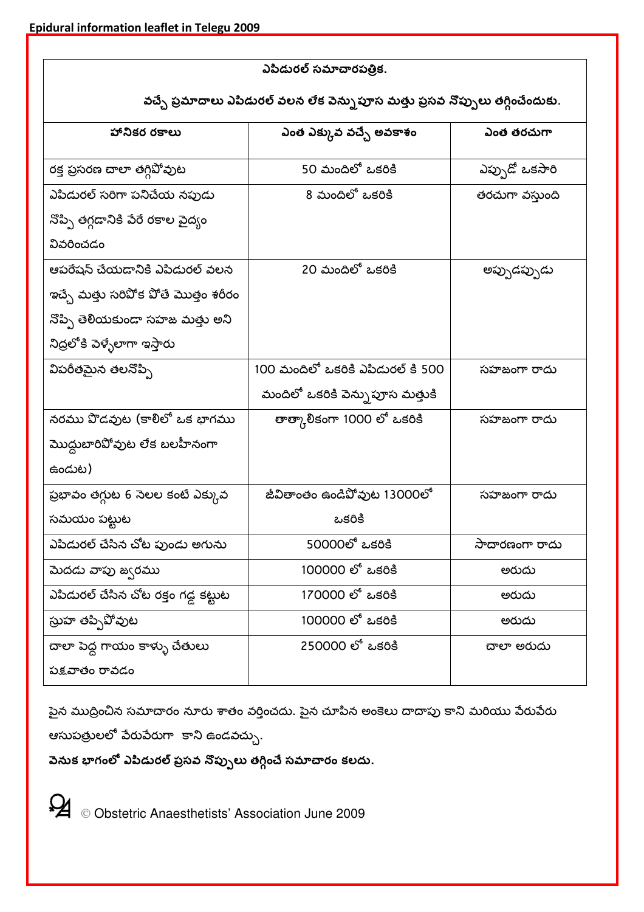Epidural information leaflet in Telegu 2009

**ఎపిడురల్ సమాచారపత్రిక.**

**వచ్చే ప్రమాదాలు ఎపిడురల్ వలన లేక వెన్నుపూస మత్తు ప్రసవ నొప్పులు తగ్గించేందుకు.**

| హానికర రకాలు | ఎంత ఎక్కువ వచ్చే అవకాశం | ఎంత తరచుగా |
|---|---|---|
| రక్త ప్రసరణ చాలా తగ్గిపోవుట | 50 మందిలో ఒకరికి | ఎప్పుడో ఒకసారి |
| ఎపిడురల్ సరిగా పనిచేయ నపుడు నొప్పి తగ్గడానికి వేరే రకాల వైద్యం వివరించడం | 8 మందిలో ఒకరికి | తరచుగా వస్తుంది |
| ఆపరేషన్ చేయడానికి ఎపిడురల్ వలన ఇచ్చే మత్తు సరిపోక పోతే మొత్తం శరీరం నొప్పి తెలియకుండా సహజ మత్తు అని నిద్రలోకి వెళ్ళేలాగా ఇస్తారు | 20 మందిలో ఒకరికి | అప్పుడప్పుడు |
| విపరీతమైన తలనొప్పి | 100 మందిలో ఒకరికి ఎపిడురల్ కి 500 మందిలో ఒకరికి వెన్నుపూస మత్తుకి | సహజంగా రాదు |
| నరము పొడవుట (కాలిలో ఒక భాగము మొద్దుబారిపోవుట లేక బలహీనంగా ఉండుట) | తాత్కాలికంగా 1000 లో ఒకరికి | సహజంగా రాదు |
| ప్రభావం తగ్గుట 6 నెలల కంటే ఎక్కువ సమయం పట్టుట | జీవితాంతం ఉండిపోవుట 13000లో ఒకరికి | సహజంగా రాదు |
| ఎపిడురల్ చేసిన చోట పుండు అగును | 50000లో ఒకరికి | సాదారణంగా రాదు |
| మెదడు వాపు జ్వరము | 100000 లో ఒకరికి | అరుదు |
| ఎపిడురల్ చేసిన చోట రక్తం గడ్డ కట్టుట | 170000 లో ఒకరికి | అరుదు |
| స్రుహ తప్పిపోవుట | 100000 లో ఒకరికి | అరుదు |
| చాలా పెద్ద గాయం కాళ్ళు చేతులు పక్షవాతం రావడం | 250000 లో ఒకరికి | చాలా అరుదు |

పైన ముద్రించిన సమాచారం నూరు శాతం వర్తించదు. పైన చూపిన అంకెలు దాదాపు కాని మరియు వేరువేరు ఆసుపత్రులలో వేరువేరుగా కాని ఉండవచ్చు.

**వెనుక భాగంలో ఎపిడురల్ ప్రసవ నొప్పులు తగ్గించే సమాచారం కలదు.**

© Obstetric Anaesthetists' Association June 2009